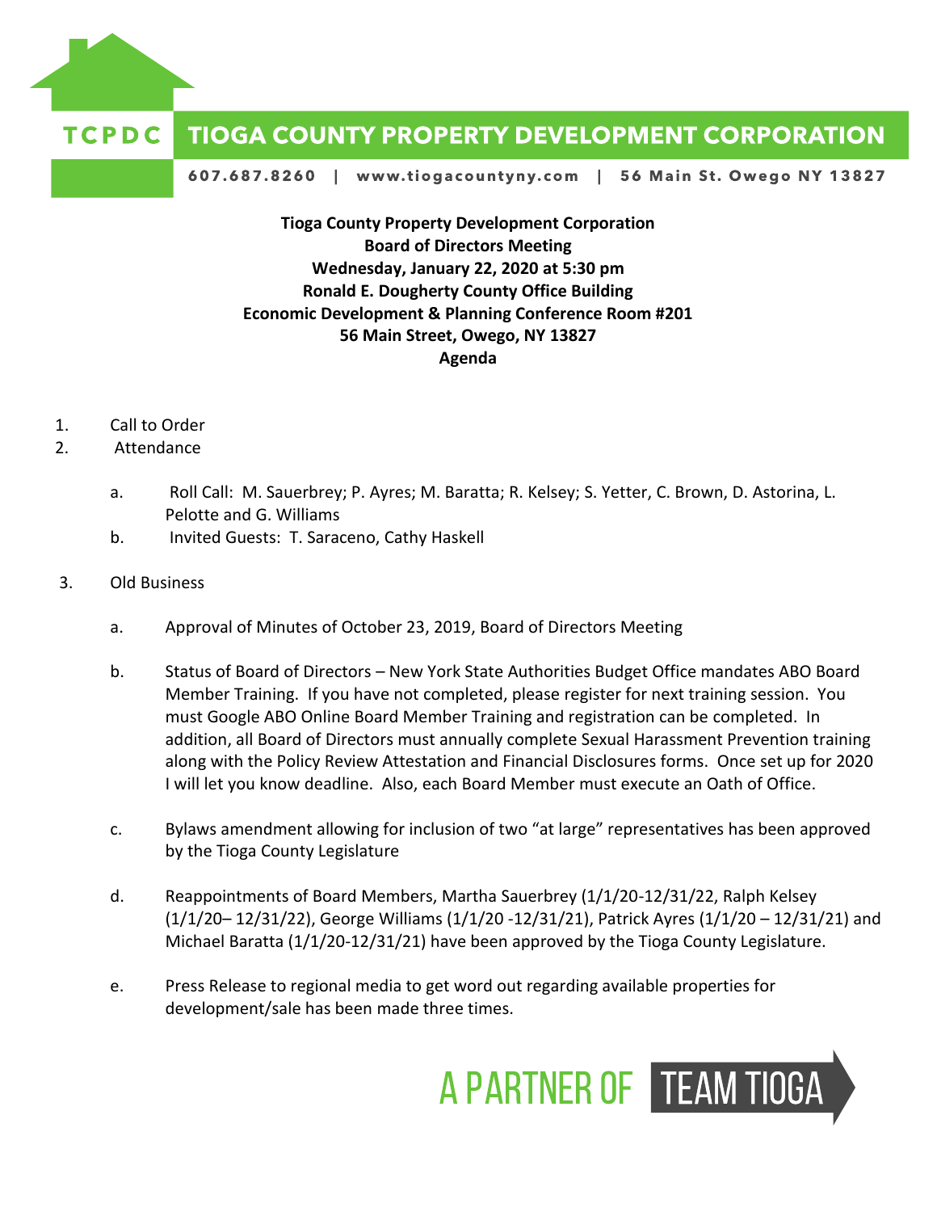**TCPDC TIOGA COUNTY PROPERTY DEVELOPMENT CORPORATION**

607.687.8260 | www.tiogacountyny.com | 56 Main St. Owego NY 13827

**Tioga County Property Development Corporation**
**Board of Directors Meeting**
**Wednesday, January 22, 2020 at 5:30 pm**
**Ronald E. Dougherty County Office Building**
**Economic Development & Planning Conference Room #201**
**56 Main Street, Owego, NY 13827**
**Agenda**

1. Call to Order
2. Attendance
   - a. Roll Call: M. Sauerbrey; P. Ayres; M. Baratta; R. Kelsey; S. Yetter, C. Brown, D. Astorina, L. Pelotte and G. Williams
   - b. Invited Guests: T. Saraceno, Cathy Haskell
3. Old Business
   - a. Approval of Minutes of October 23, 2019, Board of Directors Meeting
   - b. Status of Board of Directors – New York State Authorities Budget Office mandates ABO Board Member Training. If you have not completed, please register for next training session. You must Google ABO Online Board Member Training and registration can be completed. In addition, all Board of Directors must annually complete Sexual Harassment Prevention training along with the Policy Review Attestation and Financial Disclosures forms. Once set up for 2020 I will let you know deadline. Also, each Board Member must execute an Oath of Office.
   - c. Bylaws amendment allowing for inclusion of two "at large" representatives has been approved by the Tioga County Legislature
   - d. Reappointments of Board Members, Martha Sauerbrey (1/1/20-12/31/22, Ralph Kelsey (1/1/20– 12/31/22), George Williams (1/1/20 -12/31/21), Patrick Ayres (1/1/20 – 12/31/21) and Michael Baratta (1/1/20-12/31/21) have been approved by the Tioga County Legislature.
   - e. Press Release to regional media to get word out regarding available properties for development/sale has been made three times.

A PARTNER OF TEAM TIOGA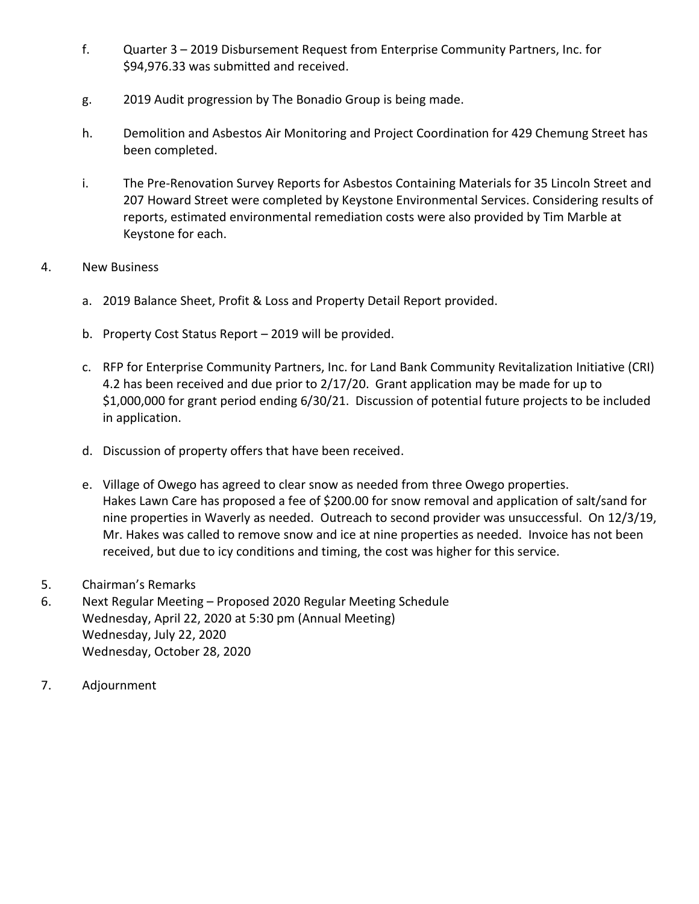f. Quarter 3 – 2019 Disbursement Request from Enterprise Community Partners, Inc. for $94,976.33 was submitted and received.

g. 2019 Audit progression by The Bonadio Group is being made.

h. Demolition and Asbestos Air Monitoring and Project Coordination for 429 Chemung Street has been completed.

i. The Pre-Renovation Survey Reports for Asbestos Containing Materials for 35 Lincoln Street and 207 Howard Street were completed by Keystone Environmental Services. Considering results of reports, estimated environmental remediation costs were also provided by Tim Marble at Keystone for each.

4. New Business

   a. 2019 Balance Sheet, Profit & Loss and Property Detail Report provided.

   b. Property Cost Status Report – 2019 will be provided.

   c. RFP for Enterprise Community Partners, Inc. for Land Bank Community Revitalization Initiative (CRI) 4.2 has been received and due prior to 2/17/20. Grant application may be made for up to $1,000,000 for grant period ending 6/30/21. Discussion of potential future projects to be included in application.

   d. Discussion of property offers that have been received.

   e. Village of Owego has agreed to clear snow as needed from three Owego properties. Hakes Lawn Care has proposed a fee of $200.00 for snow removal and application of salt/sand for nine properties in Waverly as needed. Outreach to second provider was unsuccessful. On 12/3/19, Mr. Hakes was called to remove snow and ice at nine properties as needed. Invoice has not been received, but due to icy conditions and timing, the cost was higher for this service.

5. Chairman's Remarks

6. Next Regular Meeting – Proposed 2020 Regular Meeting Schedule
   Wednesday, April 22, 2020 at 5:30 pm (Annual Meeting)
   Wednesday, July 22, 2020
   Wednesday, October 28, 2020

7. Adjournment